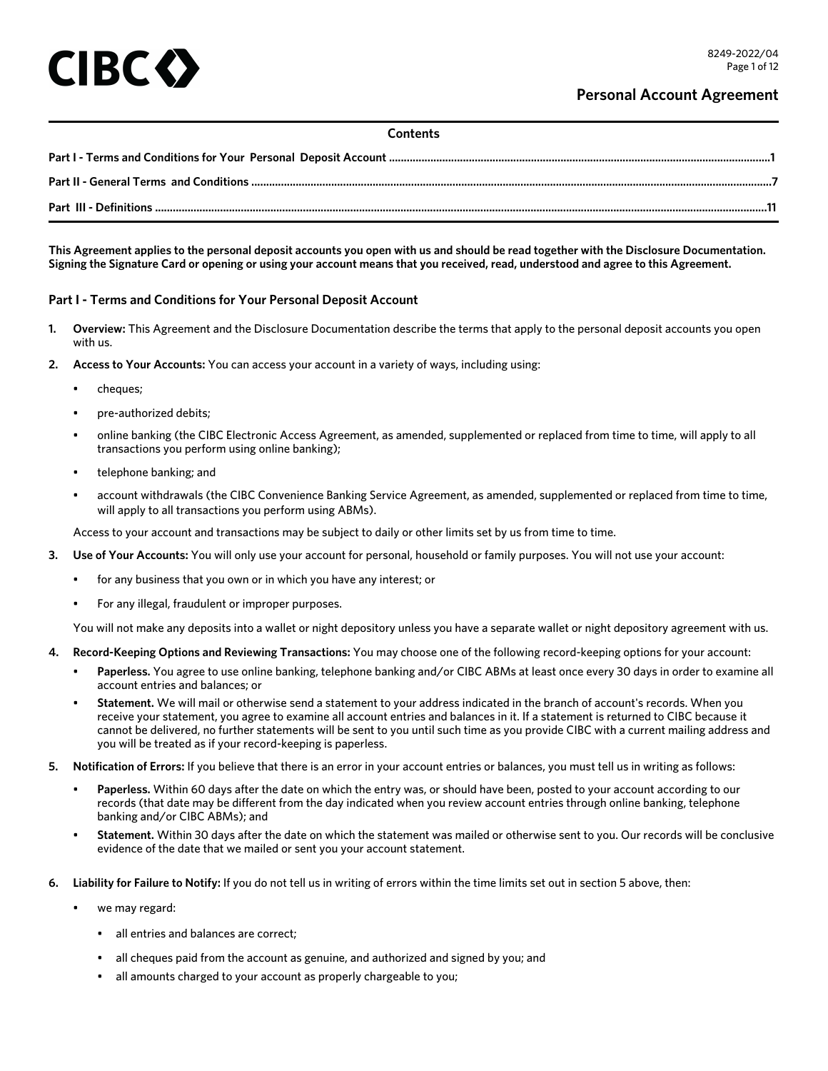CIBC

8249-2022/04

# Personal Account Agreement

**Contents**

**Part I - Terms and Conditions for Your Personal Deposit Account** ........................................ **1**

**Part II - General Terms and Conditions** ........................................ **7**

**Part III - Definitions** ........................................ **11**

**This Agreement applies to the personal deposit accounts you open with us and should be read together with the Disclosure Documentation. Signing the Signature Card or opening or using your account means that you received, read, understood and agree to this Agreement.**

## Part I - Terms and Conditions for Your Personal Deposit Account

1. **Overview:** This Agreement and the Disclosure Documentation describe the terms that apply to the personal deposit accounts you open with us.

2. **Access to Your Accounts:** You can access your account in a variety of ways, including using:

   - cheques;
   - pre-authorized debits;
   - online banking (the CIBC Electronic Access Agreement, as amended, supplemented or replaced from time to time, will apply to all transactions you perform using online banking);
   - telephone banking; and
   - account withdrawals (the CIBC Convenience Banking Service Agreement, as amended, supplemented or replaced from time to time, will apply to all transactions you perform using ABMs).

   Access to your account and transactions may be subject to daily or other limits set by us from time to time.

3. **Use of Your Accounts:** You will only use your account for personal, household or family purposes. You will not use your account:

   - for any business that you own or in which you have any interest; or
   - For any illegal, fraudulent or improper purposes.

   You will not make any deposits into a wallet or night depository unless you have a separate wallet or night depository agreement with us.

4. **Record-Keeping Options and Reviewing Transactions:** You may choose one of the following record-keeping options for your account:

   - **Paperless.** You agree to use online banking, telephone banking and/or CIBC ABMs at least once every 30 days in order to examine all account entries and balances; or
   - **Statement.** We will mail or otherwise send a statement to your address indicated in the branch of account's records. When you receive your statement, you agree to examine all account entries and balances in it. If a statement is returned to CIBC because it cannot be delivered, no further statements will be sent to you until such time as you provide CIBC with a current mailing address and you will be treated as if your record-keeping is paperless.

5. **Notification of Errors:** If you believe that there is an error in your account entries or balances, you must tell us in writing as follows:

   - **Paperless.** Within 60 days after the date on which the entry was, or should have been, posted to your account according to our records (that date may be different from the day indicated when you review account entries through online banking, telephone banking and/or CIBC ABMs); and
   - **Statement.** Within 30 days after the date on which the statement was mailed or otherwise sent to you. Our records will be conclusive evidence of the date that we mailed or sent you your account statement.

6. **Liability for Failure to Notify:** If you do not tell us in writing of errors within the time limits set out in section 5 above, then:

   - we may regard:
     - all entries and balances are correct;
     - all cheques paid from the account as genuine, and authorized and signed by you; and
     - all amounts charged to your account as properly chargeable to you;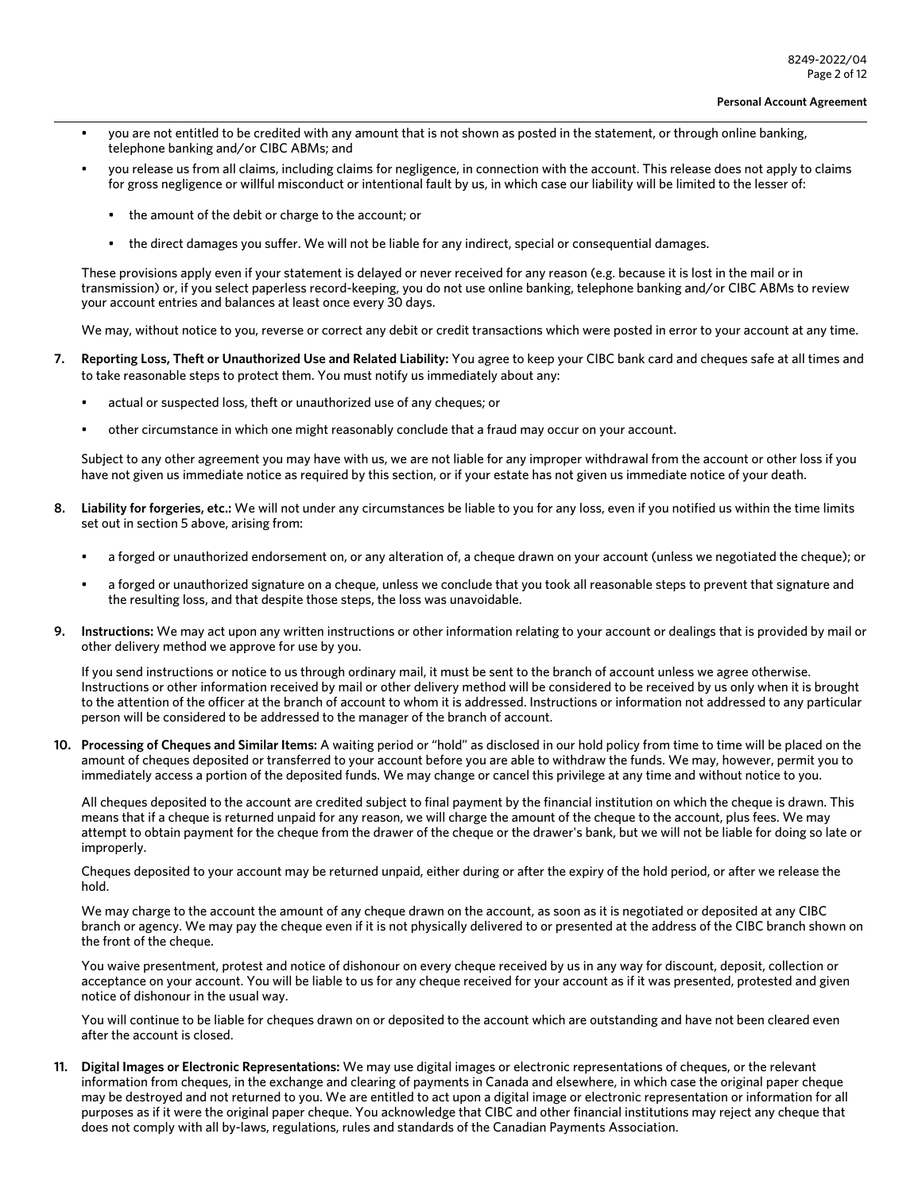- you are not entitled to be credited with any amount that is not shown as posted in the statement, or through online banking, telephone banking and/or CIBC ABMs; and
- you release us from all claims, including claims for negligence, in connection with the account. This release does not apply to claims for gross negligence or willful misconduct or intentional fault by us, in which case our liability will be limited to the lesser of:
  - the amount of the debit or charge to the account; or
  - the direct damages you suffer. We will not be liable for any indirect, special or consequential damages.

These provisions apply even if your statement is delayed or never received for any reason (e.g. because it is lost in the mail or in transmission) or, if you select paperless record-keeping, you do not use online banking, telephone banking and/or CIBC ABMs to review your account entries and balances at least once every 30 days.

We may, without notice to you, reverse or correct any debit or credit transactions which were posted in error to your account at any time.

7. **Reporting Loss, Theft or Unauthorized Use and Related Liability:** You agree to keep your CIBC bank card and cheques safe at all times and to take reasonable steps to protect them. You must notify us immediately about any:

   - actual or suspected loss, theft or unauthorized use of any cheques; or
   - other circumstance in which one might reasonably conclude that a fraud may occur on your account.

   Subject to any other agreement you may have with us, we are not liable for any improper withdrawal from the account or other loss if you have not given us immediate notice as required by this section, or if your estate has not given us immediate notice of your death.

8. **Liability for forgeries, etc.:** We will not under any circumstances be liable to you for any loss, even if you notified us within the time limits set out in section 5 above, arising from:

   - a forged or unauthorized endorsement on, or any alteration of, a cheque drawn on your account (unless we negotiated the cheque); or
   - a forged or unauthorized signature on a cheque, unless we conclude that you took all reasonable steps to prevent that signature and the resulting loss, and that despite those steps, the loss was unavoidable.

9. **Instructions:** We may act upon any written instructions or other information relating to your account or dealings that is provided by mail or other delivery method we approve for use by you.

   If you send instructions or notice to us through ordinary mail, it must be sent to the branch of account unless we agree otherwise. Instructions or other information received by mail or other delivery method will be considered to be received by us only when it is brought to the attention of the officer at the branch of account to whom it is addressed. Instructions or information not addressed to any particular person will be considered to be addressed to the manager of the branch of account.

10. **Processing of Cheques and Similar Items:** A waiting period or "hold" as disclosed in our hold policy from time to time will be placed on the amount of cheques deposited or transferred to your account before you are able to withdraw the funds. We may, however, permit you to immediately access a portion of the deposited funds. We may change or cancel this privilege at any time and without notice to you.

    All cheques deposited to the account are credited subject to final payment by the financial institution on which the cheque is drawn. This means that if a cheque is returned unpaid for any reason, we will charge the amount of the cheque to the account, plus fees. We may attempt to obtain payment for the cheque from the drawer of the cheque or the drawer's bank, but we will not be liable for doing so late or improperly.

    Cheques deposited to your account may be returned unpaid, either during or after the expiry of the hold period, or after we release the hold.

    We may charge to the account the amount of any cheque drawn on the account, as soon as it is negotiated or deposited at any CIBC branch or agency. We may pay the cheque even if it is not physically delivered to or presented at the address of the CIBC branch shown on the front of the cheque.

    You waive presentment, protest and notice of dishonour on every cheque received by us in any way for discount, deposit, collection or acceptance on your account. You will be liable to us for any cheque received for your account as if it was presented, protested and given notice of dishonour in the usual way.

    You will continue to be liable for cheques drawn on or deposited to the account which are outstanding and have not been cleared even after the account is closed.

11. **Digital Images or Electronic Representations:** We may use digital images or electronic representations of cheques, or the relevant information from cheques, in the exchange and clearing of payments in Canada and elsewhere, in which case the original paper cheque may be destroyed and not returned to you. We are entitled to act upon a digital image or electronic representation or information for all purposes as if it were the original paper cheque. You acknowledge that CIBC and other financial institutions may reject any cheque that does not comply with all by-laws, regulations, rules and standards of the Canadian Payments Association.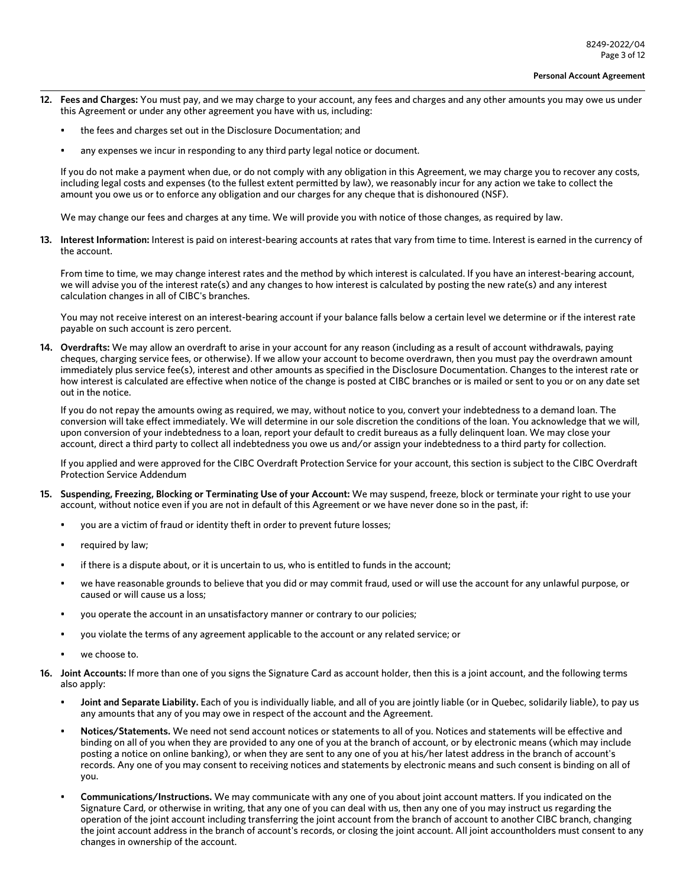12. **Fees and Charges:** You must pay, and we may charge to your account, any fees and charges and any other amounts you may owe us under this Agreement or under any other agreement you have with us, including:

    - the fees and charges set out in the Disclosure Documentation; and
    - any expenses we incur in responding to any third party legal notice or document.

    If you do not make a payment when due, or do not comply with any obligation in this Agreement, we may charge you to recover any costs, including legal costs and expenses (to the fullest extent permitted by law), we reasonably incur for any action we take to collect the amount you owe us or to enforce any obligation and our charges for any cheque that is dishonoured (NSF).

    We may change our fees and charges at any time. We will provide you with notice of those changes, as required by law.

13. **Interest Information:** Interest is paid on interest-bearing accounts at rates that vary from time to time. Interest is earned in the currency of the account.

    From time to time, we may change interest rates and the method by which interest is calculated. If you have an interest-bearing account, we will advise you of the interest rate(s) and any changes to how interest is calculated by posting the new rate(s) and any interest calculation changes in all of CIBC's branches.

    You may not receive interest on an interest-bearing account if your balance falls below a certain level we determine or if the interest rate payable on such account is zero percent.

14. **Overdrafts:** We may allow an overdraft to arise in your account for any reason (including as a result of account withdrawals, paying cheques, charging service fees, or otherwise). If we allow your account to become overdrawn, then you must pay the overdrawn amount immediately plus service fee(s), interest and other amounts as specified in the Disclosure Documentation. Changes to the interest rate or how interest is calculated are effective when notice of the change is posted at CIBC branches or is mailed or sent to you or on any date set out in the notice.

    If you do not repay the amounts owing as required, we may, without notice to you, convert your indebtedness to a demand loan. The conversion will take effect immediately. We will determine in our sole discretion the conditions of the loan. You acknowledge that we will, upon conversion of your indebtedness to a loan, report your default to credit bureaus as a fully delinquent loan. We may close your account, direct a third party to collect all indebtedness you owe us and/or assign your indebtedness to a third party for collection.

    If you applied and were approved for the CIBC Overdraft Protection Service for your account, this section is subject to the CIBC Overdraft Protection Service Addendum

15. **Suspending, Freezing, Blocking or Terminating Use of your Account:** We may suspend, freeze, block or terminate your right to use your account, without notice even if you are not in default of this Agreement or we have never done so in the past, if:

    - you are a victim of fraud or identity theft in order to prevent future losses;
    - required by law;
    - if there is a dispute about, or it is uncertain to us, who is entitled to funds in the account;
    - we have reasonable grounds to believe that you did or may commit fraud, used or will use the account for any unlawful purpose, or caused or will cause us a loss;
    - you operate the account in an unsatisfactory manner or contrary to our policies;
    - you violate the terms of any agreement applicable to the account or any related service; or
    - we choose to.

16. **Joint Accounts:** If more than one of you signs the Signature Card as account holder, then this is a joint account, and the following terms also apply:

    - **Joint and Separate Liability.** Each of you is individually liable, and all of you are jointly liable (or in Quebec, solidarily liable), to pay us any amounts that any of you may owe in respect of the account and the Agreement.
    - **Notices/Statements.** We need not send account notices or statements to all of you. Notices and statements will be effective and binding on all of you when they are provided to any one of you at the branch of account, or by electronic means (which may include posting a notice on online banking), or when they are sent to any one of you at his/her latest address in the branch of account's records. Any one of you may consent to receiving notices and statements by electronic means and such consent is binding on all of you.
    - **Communications/Instructions.** We may communicate with any one of you about joint account matters. If you indicated on the Signature Card, or otherwise in writing, that any one of you can deal with us, then any one of you may instruct us regarding the operation of the joint account including transferring the joint account from the branch of account to another CIBC branch, changing the joint account address in the branch of account's records, or closing the joint account. All joint accountholders must consent to any changes in ownership of the account.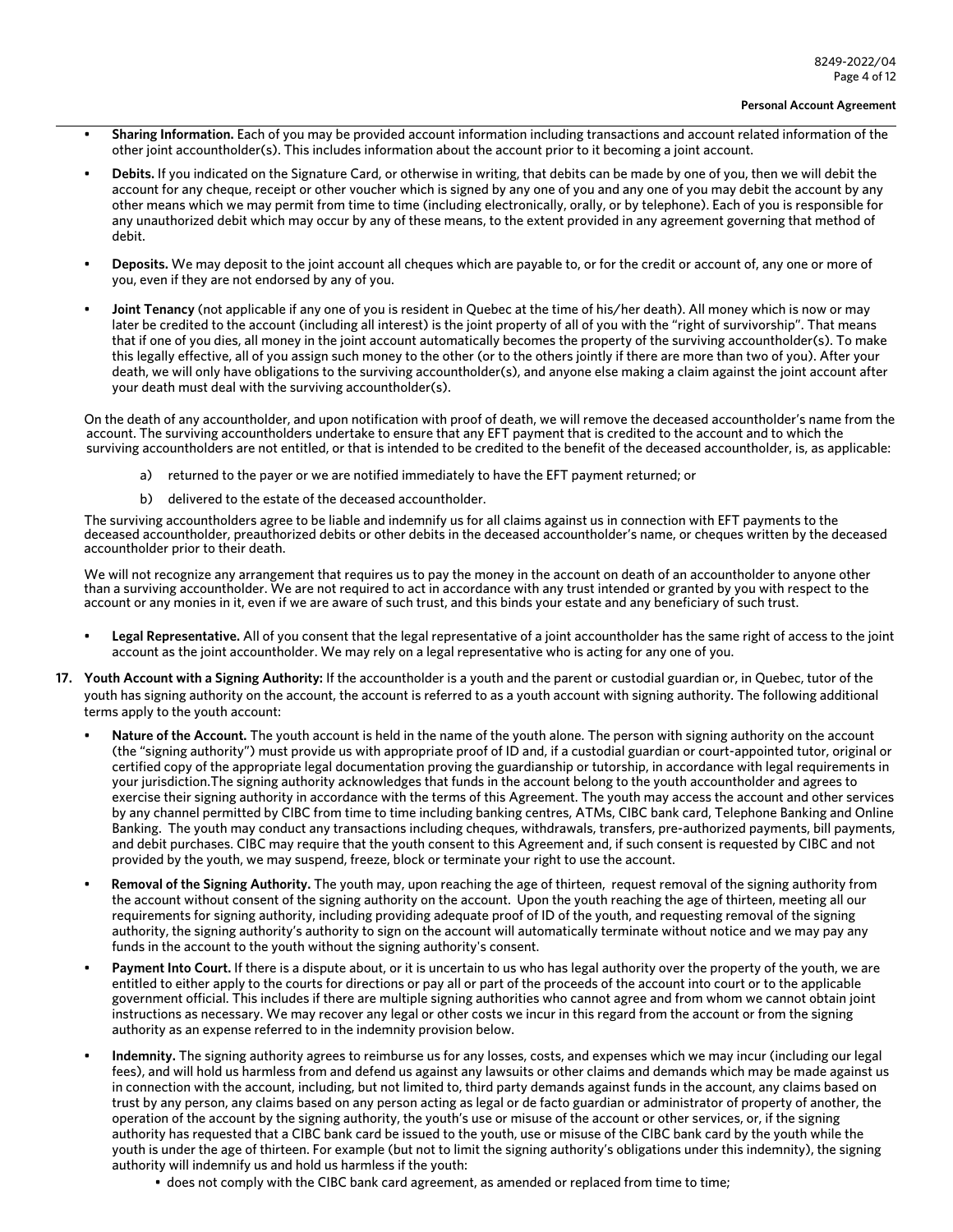- **Sharing Information.** Each of you may be provided account information including transactions and account related information of the other joint accountholder(s). This includes information about the account prior to it becoming a joint account.

- **Debits.** If you indicated on the Signature Card, or otherwise in writing, that debits can be made by one of you, then we will debit the account for any cheque, receipt or other voucher which is signed by any one of you and any one of you may debit the account by any other means which we may permit from time to time (including electronically, orally, or by telephone). Each of you is responsible for any unauthorized debit which may occur by any of these means, to the extent provided in any agreement governing that method of debit.

- **Deposits.** We may deposit to the joint account all cheques which are payable to, or for the credit or account of, any one or more of you, even if they are not endorsed by any of you.

- **Joint Tenancy** (not applicable if any one of you is resident in Quebec at the time of his/her death). All money which is now or may later be credited to the account (including all interest) is the joint property of all of you with the "right of survivorship". That means that if one of you dies, all money in the joint account automatically becomes the property of the surviving accountholder(s). To make this legally effective, all of you assign such money to the other (or to the others jointly if there are more than two of you). After your death, we will only have obligations to the surviving accountholder(s), and anyone else making a claim against the joint account after your death must deal with the surviving accountholder(s).

  On the death of any accountholder, and upon notification with proof of death, we will remove the deceased accountholder's name from the account. The surviving accountholders undertake to ensure that any EFT payment that is credited to the account and to which the surviving accountholders are not entitled, or that is intended to be credited to the benefit of the deceased accountholder, is, as applicable:

  a) returned to the payer or we are notified immediately to have the EFT payment returned; or

  b) delivered to the estate of the deceased accountholder.

  The surviving accountholders agree to be liable and indemnify us for all claims against us in connection with EFT payments to the deceased accountholder, preauthorized debits or other debits in the deceased accountholder's name, or cheques written by the deceased accountholder prior to their death.

  We will not recognize any arrangement that requires us to pay the money in the account on death of an accountholder to anyone other than a surviving accountholder. We are not required to act in accordance with any trust intended or granted by you with respect to the account or any monies in it, even if we are aware of such trust, and this binds your estate and any beneficiary of such trust.

- **Legal Representative.** All of you consent that the legal representative of a joint accountholder has the same right of access to the joint account as the joint accountholder. We may rely on a legal representative who is acting for any one of you.

**17. Youth Account with a Signing Authority:** If the accountholder is a youth and the parent or custodial guardian or, in Quebec, tutor of the youth has signing authority on the account, the account is referred to as a youth account with signing authority. The following additional terms apply to the youth account:

- **Nature of the Account.** The youth account is held in the name of the youth alone. The person with signing authority on the account (the "signing authority") must provide us with appropriate proof of ID and, if a custodial guardian or court-appointed tutor, original or certified copy of the appropriate legal documentation proving the guardianship or tutorship, in accordance with legal requirements in your jurisdiction.The signing authority acknowledges that funds in the account belong to the youth accountholder and agrees to exercise their signing authority in accordance with the terms of this Agreement. The youth may access the account and other services by any channel permitted by CIBC from time to time including banking centres, ATMs, CIBC bank card, Telephone Banking and Online Banking. The youth may conduct any transactions including cheques, withdrawals, transfers, pre-authorized payments, bill payments, and debit purchases. CIBC may require that the youth consent to this Agreement and, if such consent is requested by CIBC and not provided by the youth, we may suspend, freeze, block or terminate your right to use the account.

- **Removal of the Signing Authority.** The youth may, upon reaching the age of thirteen, request removal of the signing authority from the account without consent of the signing authority on the account. Upon the youth reaching the age of thirteen, meeting all our requirements for signing authority, including providing adequate proof of ID of the youth, and requesting removal of the signing authority, the signing authority's authority to sign on the account will automatically terminate without notice and we may pay any funds in the account to the youth without the signing authority's consent.

- **Payment Into Court.** If there is a dispute about, or it is uncertain to us who has legal authority over the property of the youth, we are entitled to either apply to the courts for directions or pay all or part of the proceeds of the account into court or to the applicable government official. This includes if there are multiple signing authorities who cannot agree and from whom we cannot obtain joint instructions as necessary. We may recover any legal or other costs we incur in this regard from the account or from the signing authority as an expense referred to in the indemnity provision below.

- **Indemnity.** The signing authority agrees to reimburse us for any losses, costs, and expenses which we may incur (including our legal fees), and will hold us harmless from and defend us against any lawsuits or other claims and demands which may be made against us in connection with the account, including, but not limited to, third party demands against funds in the account, any claims based on trust by any person, any claims based on any person acting as legal or de facto guardian or administrator of property of another, the operation of the account by the signing authority, the youth's use or misuse of the account or other services, or, if the signing authority has requested that a CIBC bank card be issued to the youth, use or misuse of the CIBC bank card by the youth while the youth is under the age of thirteen. For example (but not to limit the signing authority's obligations under this indemnity), the signing authority will indemnify us and hold us harmless if the youth:
  - does not comply with the CIBC bank card agreement, as amended or replaced from time to time;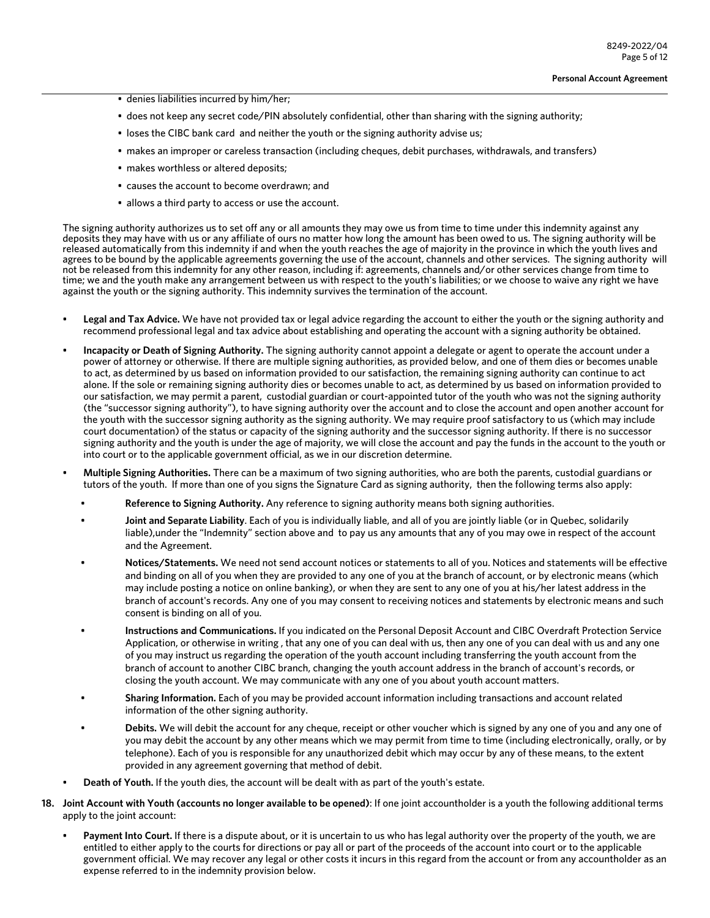- denies liabilities incurred by him/her;
- does not keep any secret code/PIN absolutely confidential, other than sharing with the signing authority;
- loses the CIBC bank card and neither the youth or the signing authority advise us;
- makes an improper or careless transaction (including cheques, debit purchases, withdrawals, and transfers)
- makes worthless or altered deposits;
- causes the account to become overdrawn; and
- allows a third party to access or use the account.

The signing authority authorizes us to set off any or all amounts they may owe us from time to time under this indemnity against any deposits they may have with us or any affiliate of ours no matter how long the amount has been owed to us. The signing authority will be released automatically from this indemnity if and when the youth reaches the age of majority in the province in which the youth lives and agrees to be bound by the applicable agreements governing the use of the account, channels and other services. The signing authority will not be released from this indemnity for any other reason, including if: agreements, channels and/or other services change from time to time; we and the youth make any arrangement between us with respect to the youth's liabilities; or we choose to waive any right we have against the youth or the signing authority. This indemnity survives the termination of the account.

- **Legal and Tax Advice.** We have not provided tax or legal advice regarding the account to either the youth or the signing authority and recommend professional legal and tax advice about establishing and operating the account with a signing authority be obtained.
- **Incapacity or Death of Signing Authority.** The signing authority cannot appoint a delegate or agent to operate the account under a power of attorney or otherwise. If there are multiple signing authorities, as provided below, and one of them dies or becomes unable to act, as determined by us based on information provided to our satisfaction, the remaining signing authority can continue to act alone. If the sole or remaining signing authority dies or becomes unable to act, as determined by us based on information provided to our satisfaction, we may permit a parent, custodial guardian or court-appointed tutor of the youth who was not the signing authority (the "successor signing authority"), to have signing authority over the account and to close the account and open another account for the youth with the successor signing authority as the signing authority. We may require proof satisfactory to us (which may include court documentation) of the status or capacity of the signing authority and the successor signing authority. If there is no successor signing authority and the youth is under the age of majority, we will close the account and pay the funds in the account to the youth or into court or to the applicable government official, as we in our discretion determine.
- **Multiple Signing Authorities.** There can be a maximum of two signing authorities, who are both the parents, custodial guardians or tutors of the youth. If more than one of you signs the Signature Card as signing authority, then the following terms also apply:
  - **Reference to Signing Authority.** Any reference to signing authority means both signing authorities.
  - **Joint and Separate Liability**. Each of you is individually liable, and all of you are jointly liable (or in Quebec, solidarily liable),under the "Indemnity" section above and to pay us any amounts that any of you may owe in respect of the account and the Agreement.
  - **Notices/Statements.** We need not send account notices or statements to all of you. Notices and statements will be effective and binding on all of you when they are provided to any one of you at the branch of account, or by electronic means (which may include posting a notice on online banking), or when they are sent to any one of you at his/her latest address in the branch of account's records. Any one of you may consent to receiving notices and statements by electronic means and such consent is binding on all of you.
  - **Instructions and Communications.** If you indicated on the Personal Deposit Account and CIBC Overdraft Protection Service Application, or otherwise in writing , that any one of you can deal with us, then any one of you can deal with us and any one of you may instruct us regarding the operation of the youth account including transferring the youth account from the branch of account to another CIBC branch, changing the youth account address in the branch of account's records, or closing the youth account. We may communicate with any one of you about youth account matters.
  - **Sharing Information.** Each of you may be provided account information including transactions and account related information of the other signing authority.
  - **Debits.** We will debit the account for any cheque, receipt or other voucher which is signed by any one of you and any one of you may debit the account by any other means which we may permit from time to time (including electronically, orally, or by telephone). Each of you is responsible for any unauthorized debit which may occur by any of these means, to the extent provided in any agreement governing that method of debit.
- **Death of Youth.** If the youth dies, the account will be dealt with as part of the youth's estate.

**18. Joint Account with Youth (accounts no longer available to be opened)**: If one joint accountholder is a youth the following additional terms apply to the joint account:

- **Payment Into Court.** If there is a dispute about, or it is uncertain to us who has legal authority over the property of the youth, we are entitled to either apply to the courts for directions or pay all or part of the proceeds of the account into court or to the applicable government official. We may recover any legal or other costs it incurs in this regard from the account or from any accountholder as an expense referred to in the indemnity provision below.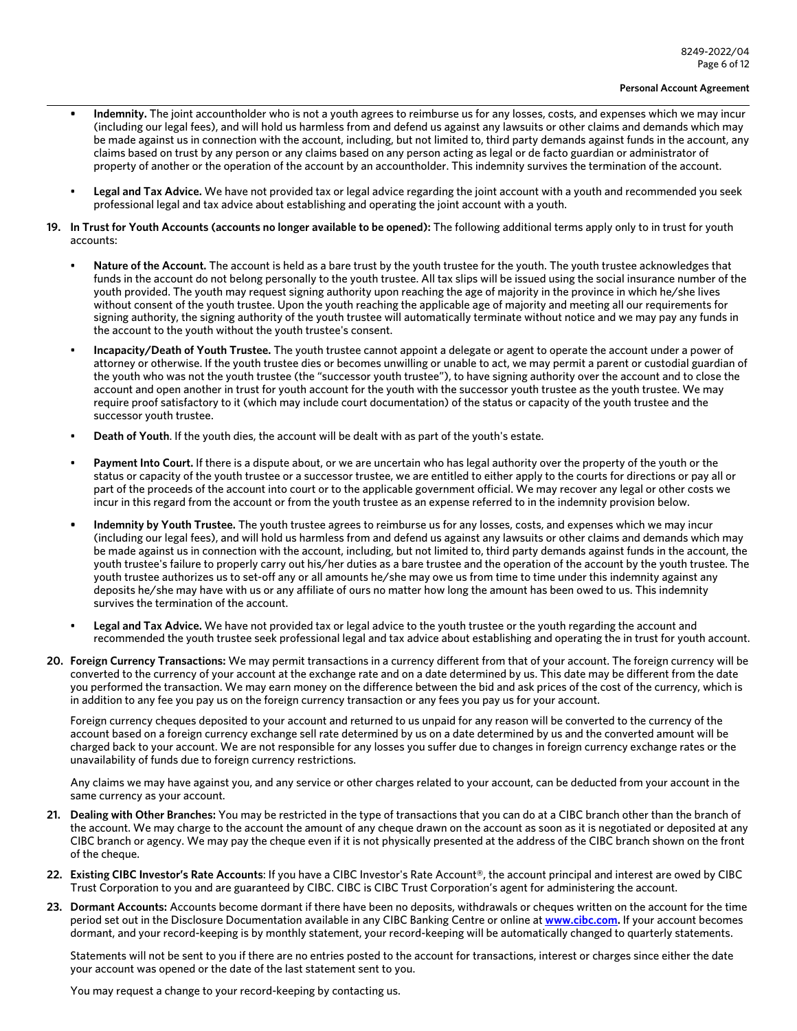- **Indemnity.** The joint accountholder who is not a youth agrees to reimburse us for any losses, costs, and expenses which we may incur (including our legal fees), and will hold us harmless from and defend us against any lawsuits or other claims and demands which may be made against us in connection with the account, including, but not limited to, third party demands against funds in the account, any claims based on trust by any person or any claims based on any person acting as legal or de facto guardian or administrator of property of another or the operation of the account by an accountholder. This indemnity survives the termination of the account.

- **Legal and Tax Advice.** We have not provided tax or legal advice regarding the joint account with a youth and recommended you seek professional legal and tax advice about establishing and operating the joint account with a youth.

**19. In Trust for Youth Accounts (accounts no longer available to be opened):** The following additional terms apply only to in trust for youth accounts:

- **Nature of the Account.** The account is held as a bare trust by the youth trustee for the youth. The youth trustee acknowledges that funds in the account do not belong personally to the youth trustee. All tax slips will be issued using the social insurance number of the youth provided. The youth may request signing authority upon reaching the age of majority in the province in which he/she lives without consent of the youth trustee. Upon the youth reaching the applicable age of majority and meeting all our requirements for signing authority, the signing authority of the youth trustee will automatically terminate without notice and we may pay any funds in the account to the youth without the youth trustee's consent.

- **Incapacity/Death of Youth Trustee.** The youth trustee cannot appoint a delegate or agent to operate the account under a power of attorney or otherwise. If the youth trustee dies or becomes unwilling or unable to act, we may permit a parent or custodial guardian of the youth who was not the youth trustee (the "successor youth trustee"), to have signing authority over the account and to close the account and open another in trust for youth account for the youth with the successor youth trustee as the youth trustee. We may require proof satisfactory to it (which may include court documentation) of the status or capacity of the youth trustee and the successor youth trustee.

- **Death of Youth**. If the youth dies, the account will be dealt with as part of the youth's estate.

- **Payment Into Court.** If there is a dispute about, or we are uncertain who has legal authority over the property of the youth or the status or capacity of the youth trustee or a successor trustee, we are entitled to either apply to the courts for directions or pay all or part of the proceeds of the account into court or to the applicable government official. We may recover any legal or other costs we incur in this regard from the account or from the youth trustee as an expense referred to in the indemnity provision below.

- **Indemnity by Youth Trustee.** The youth trustee agrees to reimburse us for any losses, costs, and expenses which we may incur (including our legal fees), and will hold us harmless from and defend us against any lawsuits or other claims and demands which may be made against us in connection with the account, including, but not limited to, third party demands against funds in the account, the youth trustee's failure to properly carry out his/her duties as a bare trustee and the operation of the account by the youth trustee. The youth trustee authorizes us to set-off any or all amounts he/she may owe us from time to time under this indemnity against any deposits he/she may have with us or any affiliate of ours no matter how long the amount has been owed to us. This indemnity survives the termination of the account.

- **Legal and Tax Advice.** We have not provided tax or legal advice to the youth trustee or the youth regarding the account and recommended the youth trustee seek professional legal and tax advice about establishing and operating the in trust for youth account.

**20. Foreign Currency Transactions:** We may permit transactions in a currency different from that of your account. The foreign currency will be converted to the currency of your account at the exchange rate and on a date determined by us. This date may be different from the date you performed the transaction. We may earn money on the difference between the bid and ask prices of the cost of the currency, which is in addition to any fee you pay us on the foreign currency transaction or any fees you pay us for your account.

Foreign currency cheques deposited to your account and returned to us unpaid for any reason will be converted to the currency of the account based on a foreign currency exchange sell rate determined by us on a date determined by us and the converted amount will be charged back to your account. We are not responsible for any losses you suffer due to changes in foreign currency exchange rates or the unavailability of funds due to foreign currency restrictions.

Any claims we may have against you, and any service or other charges related to your account, can be deducted from your account in the same currency as your account.

**21. Dealing with Other Branches:** You may be restricted in the type of transactions that you can do at a CIBC branch other than the branch of the account. We may charge to the account the amount of any cheque drawn on the account as soon as it is negotiated or deposited at any CIBC branch or agency. We may pay the cheque even if it is not physically presented at the address of the CIBC branch shown on the front of the cheque.

**22. Existing CIBC Investor's Rate Accounts**: If you have a CIBC Investor's Rate Account®, the account principal and interest are owed by CIBC Trust Corporation to you and are guaranteed by CIBC. CIBC is CIBC Trust Corporation's agent for administering the account.

**23. Dormant Accounts:** Accounts become dormant if there have been no deposits, withdrawals or cheques written on the account for the time period set out in the Disclosure Documentation available in any CIBC Banking Centre or online at **www.cibc.com.** If your account becomes dormant, and your record-keeping is by monthly statement, your record-keeping will be automatically changed to quarterly statements.

Statements will not be sent to you if there are no entries posted to the account for transactions, interest or charges since either the date your account was opened or the date of the last statement sent to you.

You may request a change to your record-keeping by contacting us.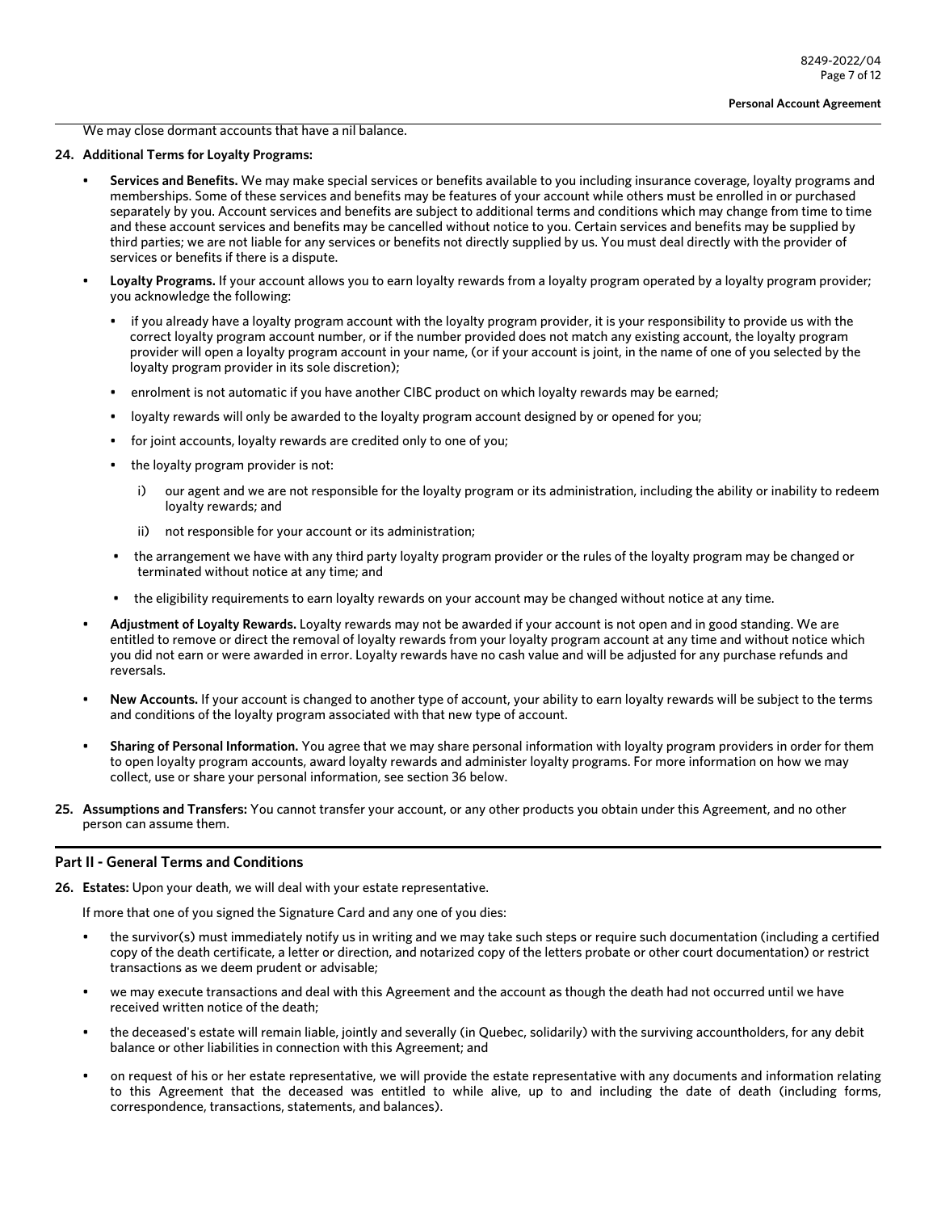We may close dormant accounts that have a nil balance.

**24. Additional Terms for Loyalty Programs:**

- **Services and Benefits.** We may make special services or benefits available to you including insurance coverage, loyalty programs and memberships. Some of these services and benefits may be features of your account while others must be enrolled in or purchased separately by you. Account services and benefits are subject to additional terms and conditions which may change from time to time and these account services and benefits may be cancelled without notice to you. Certain services and benefits may be supplied by third parties; we are not liable for any services or benefits not directly supplied by us. You must deal directly with the provider of services or benefits if there is a dispute.
- **Loyalty Programs.** If your account allows you to earn loyalty rewards from a loyalty program operated by a loyalty program provider; you acknowledge the following:
  - if you already have a loyalty program account with the loyalty program provider, it is your responsibility to provide us with the correct loyalty program account number, or if the number provided does not match any existing account, the loyalty program provider will open a loyalty program account in your name, (or if your account is joint, in the name of one of you selected by the loyalty program provider in its sole discretion);
  - enrolment is not automatic if you have another CIBC product on which loyalty rewards may be earned;
  - loyalty rewards will only be awarded to the loyalty program account designed by or opened for you;
  - for joint accounts, loyalty rewards are credited only to one of you;
  - the loyalty program provider is not:
    - i) our agent and we are not responsible for the loyalty program or its administration, including the ability or inability to redeem loyalty rewards; and
    - ii) not responsible for your account or its administration;
  - the arrangement we have with any third party loyalty program provider or the rules of the loyalty program may be changed or terminated without notice at any time; and
  - the eligibility requirements to earn loyalty rewards on your account may be changed without notice at any time.
- **Adjustment of Loyalty Rewards.** Loyalty rewards may not be awarded if your account is not open and in good standing. We are entitled to remove or direct the removal of loyalty rewards from your loyalty program account at any time and without notice which you did not earn or were awarded in error. Loyalty rewards have no cash value and will be adjusted for any purchase refunds and reversals.
- **New Accounts.** If your account is changed to another type of account, your ability to earn loyalty rewards will be subject to the terms and conditions of the loyalty program associated with that new type of account.
- **Sharing of Personal Information.** You agree that we may share personal information with loyalty program providers in order for them to open loyalty program accounts, award loyalty rewards and administer loyalty programs. For more information on how we may collect, use or share your personal information, see section 36 below.

**25. Assumptions and Transfers:** You cannot transfer your account, or any other products you obtain under this Agreement, and no other person can assume them.

## Part II - General Terms and Conditions

**26. Estates:** Upon your death, we will deal with your estate representative.

If more that one of you signed the Signature Card and any one of you dies:

- the survivor(s) must immediately notify us in writing and we may take such steps or require such documentation (including a certified copy of the death certificate, a letter or direction, and notarized copy of the letters probate or other court documentation) or restrict transactions as we deem prudent or advisable;
- we may execute transactions and deal with this Agreement and the account as though the death had not occurred until we have received written notice of the death;
- the deceased's estate will remain liable, jointly and severally (in Quebec, solidarily) with the surviving accountholders, for any debit balance or other liabilities in connection with this Agreement; and
- on request of his or her estate representative, we will provide the estate representative with any documents and information relating to this Agreement that the deceased was entitled to while alive, up to and including the date of death (including forms, correspondence, transactions, statements, and balances).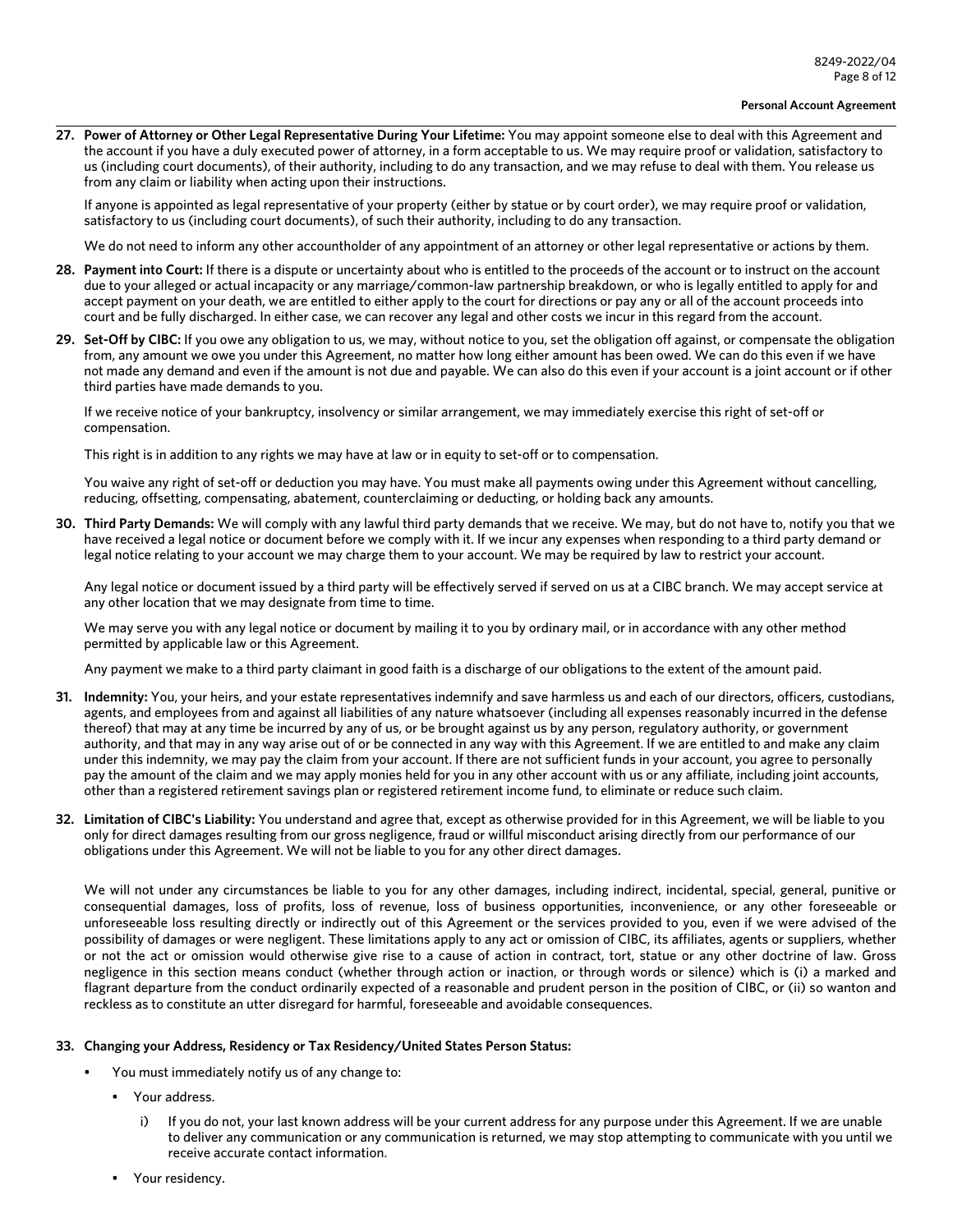27. **Power of Attorney or Other Legal Representative During Your Lifetime:** You may appoint someone else to deal with this Agreement and the account if you have a duly executed power of attorney, in a form acceptable to us. We may require proof or validation, satisfactory to us (including court documents), of their authority, including to do any transaction, and we may refuse to deal with them. You release us from any claim or liability when acting upon their instructions.

    If anyone is appointed as legal representative of your property (either by statue or by court order), we may require proof or validation, satisfactory to us (including court documents), of such their authority, including to do any transaction.

    We do not need to inform any other accountholder of any appointment of an attorney or other legal representative or actions by them.

28. **Payment into Court:** If there is a dispute or uncertainty about who is entitled to the proceeds of the account or to instruct on the account due to your alleged or actual incapacity or any marriage/common-law partnership breakdown, or who is legally entitled to apply for and accept payment on your death, we are entitled to either apply to the court for directions or pay any or all of the account proceeds into court and be fully discharged. In either case, we can recover any legal and other costs we incur in this regard from the account.

29. **Set-Off by CIBC:** If you owe any obligation to us, we may, without notice to you, set the obligation off against, or compensate the obligation from, any amount we owe you under this Agreement, no matter how long either amount has been owed. We can do this even if we have not made any demand and even if the amount is not due and payable. We can also do this even if your account is a joint account or if other third parties have made demands to you.

    If we receive notice of your bankruptcy, insolvency or similar arrangement, we may immediately exercise this right of set-off or compensation.

    This right is in addition to any rights we may have at law or in equity to set-off or to compensation.

    You waive any right of set-off or deduction you may have. You must make all payments owing under this Agreement without cancelling, reducing, offsetting, compensating, abatement, counterclaiming or deducting, or holding back any amounts.

30. **Third Party Demands:** We will comply with any lawful third party demands that we receive. We may, but do not have to, notify you that we have received a legal notice or document before we comply with it. If we incur any expenses when responding to a third party demand or legal notice relating to your account we may charge them to your account. We may be required by law to restrict your account.

    Any legal notice or document issued by a third party will be effectively served if served on us at a CIBC branch. We may accept service at any other location that we may designate from time to time.

    We may serve you with any legal notice or document by mailing it to you by ordinary mail, or in accordance with any other method permitted by applicable law or this Agreement.

    Any payment we make to a third party claimant in good faith is a discharge of our obligations to the extent of the amount paid.

31. **Indemnity:** You, your heirs, and your estate representatives indemnify and save harmless us and each of our directors, officers, custodians, agents, and employees from and against all liabilities of any nature whatsoever (including all expenses reasonably incurred in the defense thereof) that may at any time be incurred by any of us, or be brought against us by any person, regulatory authority, or government authority, and that may in any way arise out of or be connected in any way with this Agreement. If we are entitled to and make any claim under this indemnity, we may pay the claim from your account. If there are not sufficient funds in your account, you agree to personally pay the amount of the claim and we may apply monies held for you in any other account with us or any affiliate, including joint accounts, other than a registered retirement savings plan or registered retirement income fund, to eliminate or reduce such claim.

32. **Limitation of CIBC's Liability:** You understand and agree that, except as otherwise provided for in this Agreement, we will be liable to you only for direct damages resulting from our gross negligence, fraud or willful misconduct arising directly from our performance of our obligations under this Agreement. We will not be liable to you for any other direct damages.

    We will not under any circumstances be liable to you for any other damages, including indirect, incidental, special, general, punitive or consequential damages, loss of profits, loss of revenue, loss of business opportunities, inconvenience, or any other foreseeable or unforeseeable loss resulting directly or indirectly out of this Agreement or the services provided to you, even if we were advised of the possibility of damages or were negligent. These limitations apply to any act or omission of CIBC, its affiliates, agents or suppliers, whether or not the act or omission would otherwise give rise to a cause of action in contract, tort, statue or any other doctrine of law. Gross negligence in this section means conduct (whether through action or inaction, or through words or silence) which is (i) a marked and flagrant departure from the conduct ordinarily expected of a reasonable and prudent person in the position of CIBC, or (ii) so wanton and reckless as to constitute an utter disregard for harmful, foreseeable and avoidable consequences.

33. **Changing your Address, Residency or Tax Residency/United States Person Status:**

    - You must immediately notify us of any change to:
        - Your address.
            i) If you do not, your last known address will be your current address for any purpose under this Agreement. If we are unable to deliver any communication or any communication is returned, we may stop attempting to communicate with you until we receive accurate contact information.
        - Your residency.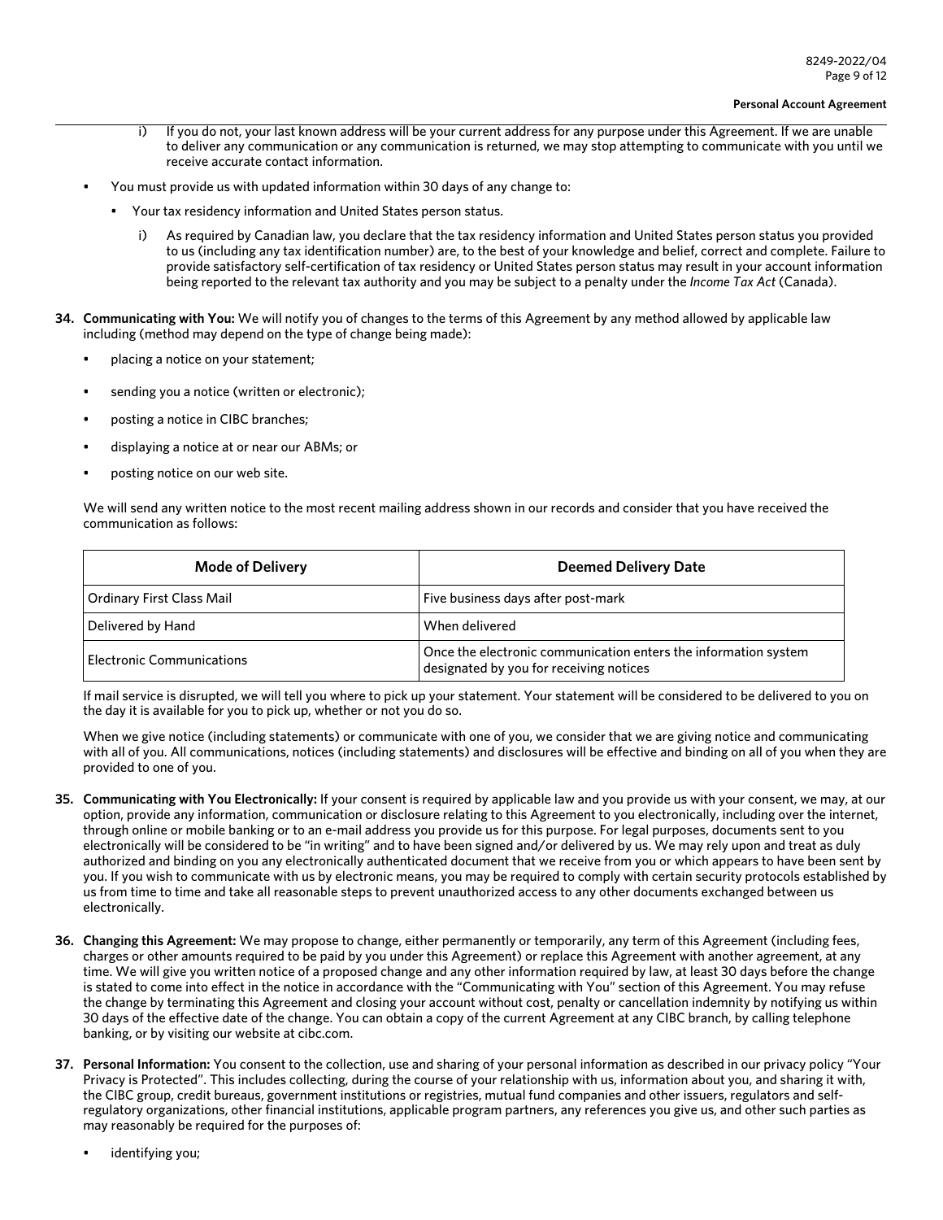i) If you do not, your last known address will be your current address for any purpose under this Agreement. If we are unable to deliver any communication or any communication is returned, we may stop attempting to communicate with you until we receive accurate contact information.

- You must provide us with updated information within 30 days of any change to:
  - Your tax residency information and United States person status.
    
    i) As required by Canadian law, you declare that the tax residency information and United States person status you provided to us (including any tax identification number) are, to the best of your knowledge and belief, correct and complete. Failure to provide satisfactory self-certification of tax residency or United States person status may result in your account information being reported to the relevant tax authority and you may be subject to a penalty under the *Income Tax Act* (Canada).

**34. Communicating with You:** We will notify you of changes to the terms of this Agreement by any method allowed by applicable law including (method may depend on the type of change being made):

- placing a notice on your statement;
- sending you a notice (written or electronic);
- posting a notice in CIBC branches;
- displaying a notice at or near our ABMs; or
- posting notice on our web site.

We will send any written notice to the most recent mailing address shown in our records and consider that you have received the communication as follows:

| Mode of Delivery | Deemed Delivery Date |
| --- | --- |
| Ordinary First Class Mail | Five business days after post-mark |
| Delivered by Hand | When delivered |
| Electronic Communications | Once the electronic communication enters the information system designated by you for receiving notices |

If mail service is disrupted, we will tell you where to pick up your statement. Your statement will be considered to be delivered to you on the day it is available for you to pick up, whether or not you do so.

When we give notice (including statements) or communicate with one of you, we consider that we are giving notice and communicating with all of you. All communications, notices (including statements) and disclosures will be effective and binding on all of you when they are provided to one of you.

**35. Communicating with You Electronically:** If your consent is required by applicable law and you provide us with your consent, we may, at our option, provide any information, communication or disclosure relating to this Agreement to you electronically, including over the internet, through online or mobile banking or to an e-mail address you provide us for this purpose. For legal purposes, documents sent to you electronically will be considered to be "in writing" and to have been signed and/or delivered by us. We may rely upon and treat as duly authorized and binding on you any electronically authenticated document that we receive from you or which appears to have been sent by you. If you wish to communicate with us by electronic means, you may be required to comply with certain security protocols established by us from time to time and take all reasonable steps to prevent unauthorized access to any other documents exchanged between us electronically.

**36. Changing this Agreement:** We may propose to change, either permanently or temporarily, any term of this Agreement (including fees, charges or other amounts required to be paid by you under this Agreement) or replace this Agreement with another agreement, at any time. We will give you written notice of a proposed change and any other information required by law, at least 30 days before the change is stated to come into effect in the notice in accordance with the "Communicating with You" section of this Agreement. You may refuse the change by terminating this Agreement and closing your account without cost, penalty or cancellation indemnity by notifying us within 30 days of the effective date of the change. You can obtain a copy of the current Agreement at any CIBC branch, by calling telephone banking, or by visiting our website at cibc.com.

**37. Personal Information:** You consent to the collection, use and sharing of your personal information as described in our privacy policy "Your Privacy is Protected". This includes collecting, during the course of your relationship with us, information about you, and sharing it with, the CIBC group, credit bureaus, government institutions or registries, mutual fund companies and other issuers, regulators and self-regulatory organizations, other financial institutions, applicable program partners, any references you give us, and other such parties as may reasonably be required for the purposes of:

- identifying you;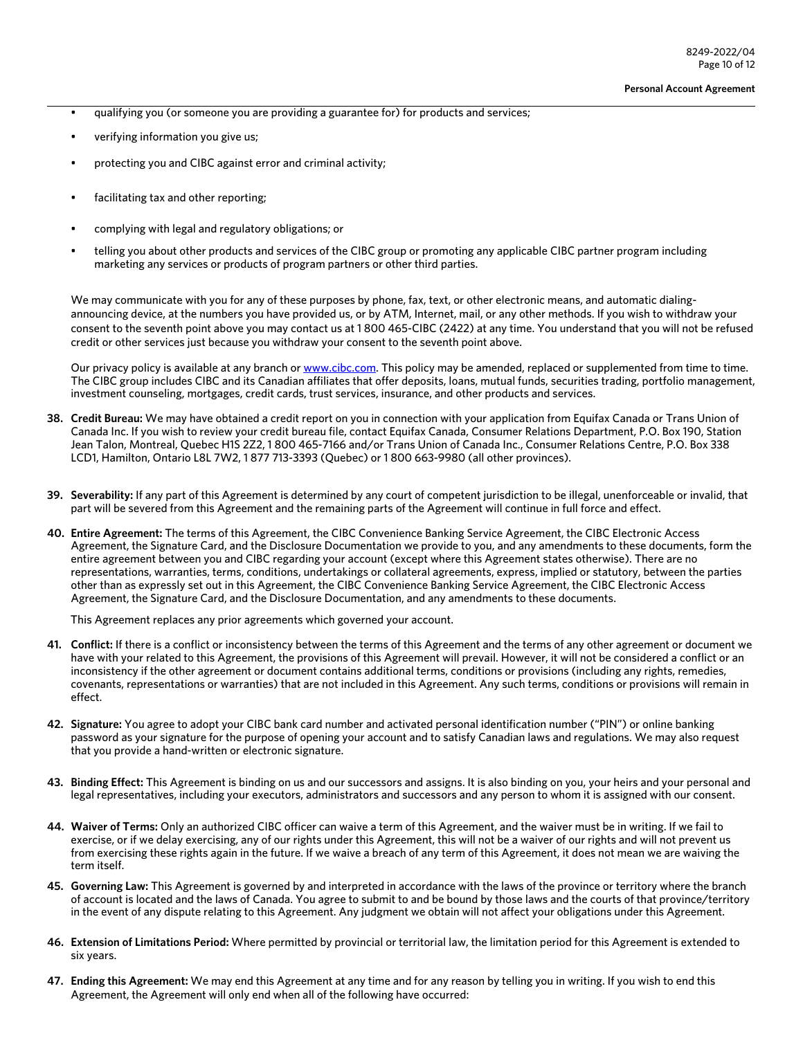- qualifying you (or someone you are providing a guarantee for) for products and services;
- verifying information you give us;
- protecting you and CIBC against error and criminal activity;
- facilitating tax and other reporting;
- complying with legal and regulatory obligations; or
- telling you about other products and services of the CIBC group or promoting any applicable CIBC partner program including marketing any services or products of program partners or other third parties.

We may communicate with you for any of these purposes by phone, fax, text, or other electronic means, and automatic dialing-announcing device, at the numbers you have provided us, or by ATM, Internet, mail, or any other methods. If you wish to withdraw your consent to the seventh point above you may contact us at 1 800 465-CIBC (2422) at any time. You understand that you will not be refused credit or other services just because you withdraw your consent to the seventh point above.

Our privacy policy is available at any branch or www.cibc.com. This policy may be amended, replaced or supplemented from time to time. The CIBC group includes CIBC and its Canadian affiliates that offer deposits, loans, mutual funds, securities trading, portfolio management, investment counseling, mortgages, credit cards, trust services, insurance, and other products and services.

38. **Credit Bureau:** We may have obtained a credit report on you in connection with your application from Equifax Canada or Trans Union of Canada Inc. If you wish to review your credit bureau file, contact Equifax Canada, Consumer Relations Department, P.O. Box 190, Station Jean Talon, Montreal, Quebec H1S 2Z2, 1 800 465-7166 and/or Trans Union of Canada Inc., Consumer Relations Centre, P.O. Box 338 LCD1, Hamilton, Ontario L8L 7W2, 1 877 713-3393 (Quebec) or 1 800 663-9980 (all other provinces).

39. **Severability:** If any part of this Agreement is determined by any court of competent jurisdiction to be illegal, unenforceable or invalid, that part will be severed from this Agreement and the remaining parts of the Agreement will continue in full force and effect.

40. **Entire Agreement:** The terms of this Agreement, the CIBC Convenience Banking Service Agreement, the CIBC Electronic Access Agreement, the Signature Card, and the Disclosure Documentation we provide to you, and any amendments to these documents, form the entire agreement between you and CIBC regarding your account (except where this Agreement states otherwise). There are no representations, warranties, terms, conditions, undertakings or collateral agreements, express, implied or statutory, between the parties other than as expressly set out in this Agreement, the CIBC Convenience Banking Service Agreement, the CIBC Electronic Access Agreement, the Signature Card, and the Disclosure Documentation, and any amendments to these documents.

    This Agreement replaces any prior agreements which governed your account.

41. **Conflict:** If there is a conflict or inconsistency between the terms of this Agreement and the terms of any other agreement or document we have with your related to this Agreement, the provisions of this Agreement will prevail. However, it will not be considered a conflict or an inconsistency if the other agreement or document contains additional terms, conditions or provisions (including any rights, remedies, covenants, representations or warranties) that are not included in this Agreement. Any such terms, conditions or provisions will remain in effect.

42. **Signature:** You agree to adopt your CIBC bank card number and activated personal identification number ("PIN") or online banking password as your signature for the purpose of opening your account and to satisfy Canadian laws and regulations. We may also request that you provide a hand-written or electronic signature.

43. **Binding Effect:** This Agreement is binding on us and our successors and assigns. It is also binding on you, your heirs and your personal and legal representatives, including your executors, administrators and successors and any person to whom it is assigned with our consent.

44. **Waiver of Terms:** Only an authorized CIBC officer can waive a term of this Agreement, and the waiver must be in writing. If we fail to exercise, or if we delay exercising, any of our rights under this Agreement, this will not be a waiver of our rights and will not prevent us from exercising these rights again in the future. If we waive a breach of any term of this Agreement, it does not mean we are waiving the term itself.

45. **Governing Law:** This Agreement is governed by and interpreted in accordance with the laws of the province or territory where the branch of account is located and the laws of Canada. You agree to submit to and be bound by those laws and the courts of that province/territory in the event of any dispute relating to this Agreement. Any judgment we obtain will not affect your obligations under this Agreement.

46. **Extension of Limitations Period:** Where permitted by provincial or territorial law, the limitation period for this Agreement is extended to six years.

47. **Ending this Agreement:** We may end this Agreement at any time and for any reason by telling you in writing. If you wish to end this Agreement, the Agreement will only end when all of the following have occurred: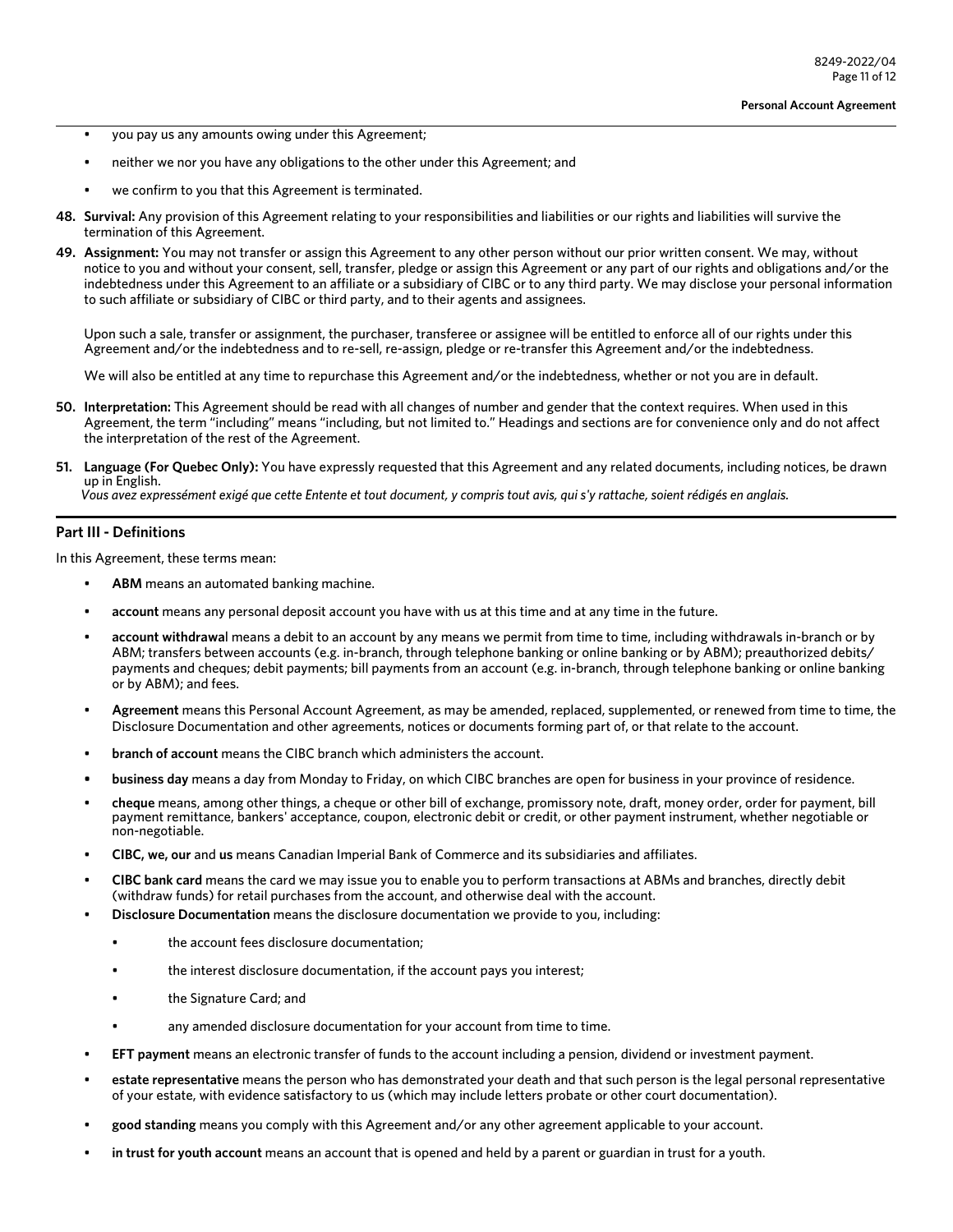- you pay us any amounts owing under this Agreement;
- neither we nor you have any obligations to the other under this Agreement; and
- we confirm to you that this Agreement is terminated.

**48. Survival:** Any provision of this Agreement relating to your responsibilities and liabilities or our rights and liabilities will survive the termination of this Agreement.

**49. Assignment:** You may not transfer or assign this Agreement to any other person without our prior written consent. We may, without notice to you and without your consent, sell, transfer, pledge or assign this Agreement or any part of our rights and obligations and/or the indebtedness under this Agreement to an affiliate or a subsidiary of CIBC or to any third party. We may disclose your personal information to such affiliate or subsidiary of CIBC or third party, and to their agents and assignees.

Upon such a sale, transfer or assignment, the purchaser, transferee or assignee will be entitled to enforce all of our rights under this Agreement and/or the indebtedness and to re-sell, re-assign, pledge or re-transfer this Agreement and/or the indebtedness.

We will also be entitled at any time to repurchase this Agreement and/or the indebtedness, whether or not you are in default.

**50. Interpretation:** This Agreement should be read with all changes of number and gender that the context requires. When used in this Agreement, the term "including" means "including, but not limited to." Headings and sections are for convenience only and do not affect the interpretation of the rest of the Agreement.

**51. Language (For Quebec Only):** You have expressly requested that this Agreement and any related documents, including notices, be drawn up in English.
*Vous avez expressément exigé que cette Entente et tout document, y compris tout avis, qui s'y rattache, soient rédigés en anglais.*

## Part III - Definitions

In this Agreement, these terms mean:

- **ABM** means an automated banking machine.
- **account** means any personal deposit account you have with us at this time and at any time in the future.
- **account withdrawal** means a debit to an account by any means we permit from time to time, including withdrawals in-branch or by ABM; transfers between accounts (e.g. in-branch, through telephone banking or online banking or by ABM); preauthorized debits/payments and cheques; debit payments; bill payments from an account (e.g. in-branch, through telephone banking or online banking or by ABM); and fees.
- **Agreement** means this Personal Account Agreement, as may be amended, replaced, supplemented, or renewed from time to time, the Disclosure Documentation and other agreements, notices or documents forming part of, or that relate to the account.
- **branch of account** means the CIBC branch which administers the account.
- **business day** means a day from Monday to Friday, on which CIBC branches are open for business in your province of residence.
- **cheque** means, among other things, a cheque or other bill of exchange, promissory note, draft, money order, order for payment, bill payment remittance, bankers' acceptance, coupon, electronic debit or credit, or other payment instrument, whether negotiable or non-negotiable.
- **CIBC, we, our** and **us** means Canadian Imperial Bank of Commerce and its subsidiaries and affiliates.
- **CIBC bank card** means the card we may issue you to enable you to perform transactions at ABMs and branches, directly debit (withdraw funds) for retail purchases from the account, and otherwise deal with the account.
- **Disclosure Documentation** means the disclosure documentation we provide to you, including:
  - the account fees disclosure documentation;
  - the interest disclosure documentation, if the account pays you interest;
  - the Signature Card; and
  - any amended disclosure documentation for your account from time to time.
- **EFT payment** means an electronic transfer of funds to the account including a pension, dividend or investment payment.
- **estate representative** means the person who has demonstrated your death and that such person is the legal personal representative of your estate, with evidence satisfactory to us (which may include letters probate or other court documentation).
- **good standing** means you comply with this Agreement and/or any other agreement applicable to your account.
- **in trust for youth account** means an account that is opened and held by a parent or guardian in trust for a youth.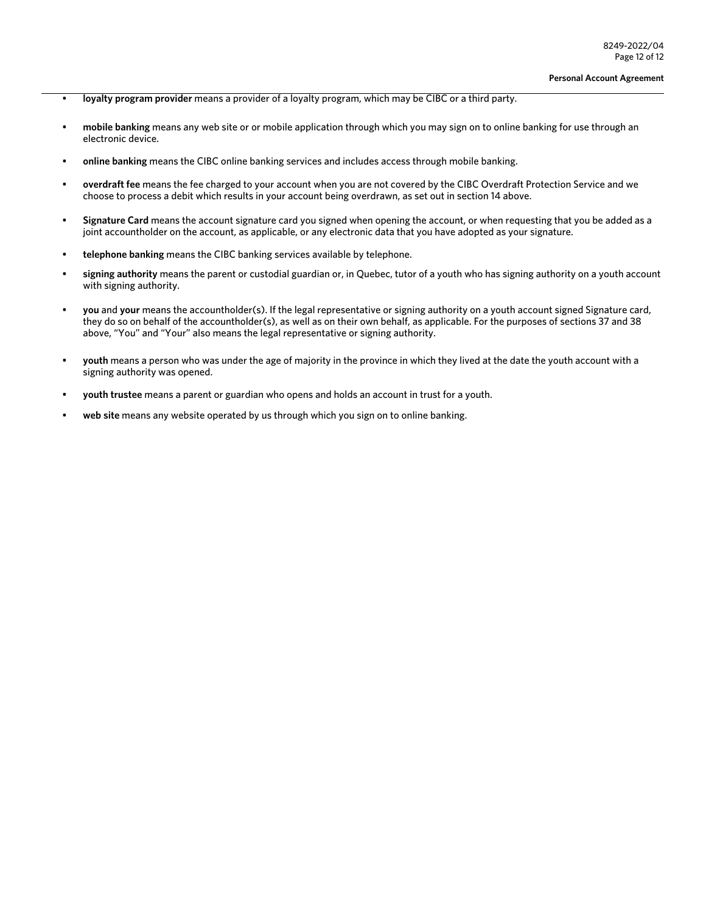- **loyalty program provider** means a provider of a loyalty program, which may be CIBC or a third party.
- **mobile banking** means any web site or or mobile application through which you may sign on to online banking for use through an electronic device.
- **online banking** means the CIBC online banking services and includes access through mobile banking.
- **overdraft fee** means the fee charged to your account when you are not covered by the CIBC Overdraft Protection Service and we choose to process a debit which results in your account being overdrawn, as set out in section 14 above.
- **Signature Card** means the account signature card you signed when opening the account, or when requesting that you be added as a joint accountholder on the account, as applicable, or any electronic data that you have adopted as your signature.
- **telephone banking** means the CIBC banking services available by telephone.
- **signing authority** means the parent or custodial guardian or, in Quebec, tutor of a youth who has signing authority on a youth account with signing authority.
- **you** and **your** means the accountholder(s). If the legal representative or signing authority on a youth account signed Signature card, they do so on behalf of the accountholder(s), as well as on their own behalf, as applicable. For the purposes of sections 37 and 38 above, “You” and “Your” also means the legal representative or signing authority.
- **youth** means a person who was under the age of majority in the province in which they lived at the date the youth account with a signing authority was opened.
- **youth trustee** means a parent or guardian who opens and holds an account in trust for a youth.
- **web site** means any website operated by us through which you sign on to online banking.